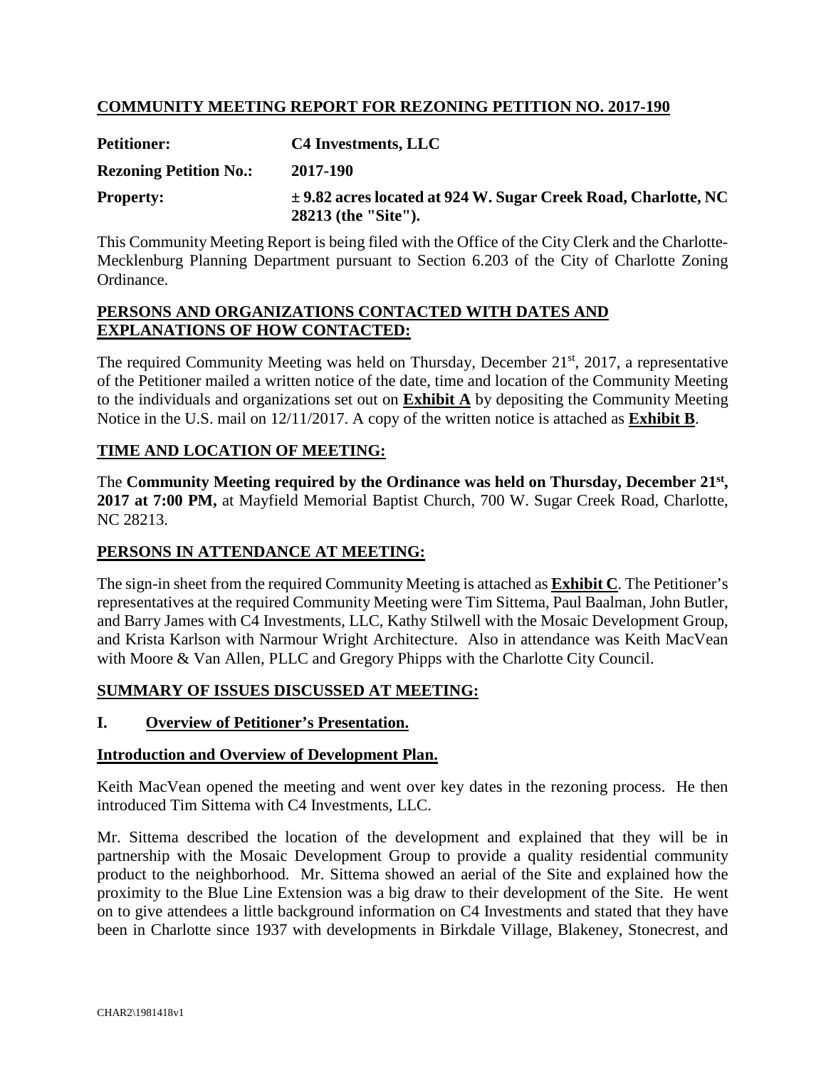## COMMUNITY MEETING REPORT FOR REZONING PETITION NO. 2017-190

**Petitioner:** **C4 Investments, LLC**

**Rezoning Petition No.:** **2017-190**

**Property:** **± 9.82 acres located at 924 W. Sugar Creek Road, Charlotte, NC 28213 (the "Site").**

This Community Meeting Report is being filed with the Office of the City Clerk and the Charlotte-Mecklenburg Planning Department pursuant to Section 6.203 of the City of Charlotte Zoning Ordinance.

### PERSONS AND ORGANIZATIONS CONTACTED WITH DATES AND EXPLANATIONS OF HOW CONTACTED:

The required Community Meeting was held on Thursday, December 21st, 2017, a representative of the Petitioner mailed a written notice of the date, time and location of the Community Meeting to the individuals and organizations set out on **Exhibit A** by depositing the Community Meeting Notice in the U.S. mail on 12/11/2017. A copy of the written notice is attached as **Exhibit B**.

### TIME AND LOCATION OF MEETING:

The **Community Meeting required by the Ordinance was held on Thursday, December 21st, 2017 at 7:00 PM,** at Mayfield Memorial Baptist Church, 700 W. Sugar Creek Road, Charlotte, NC 28213.

### PERSONS IN ATTENDANCE AT MEETING:

The sign-in sheet from the required Community Meeting is attached as **Exhibit C**. The Petitioner's representatives at the required Community Meeting were Tim Sittema, Paul Baalman, John Butler, and Barry James with C4 Investments, LLC, Kathy Stilwell with the Mosaic Development Group, and Krista Karlson with Narmour Wright Architecture. Also in attendance was Keith MacVean with Moore & Van Allen, PLLC and Gregory Phipps with the Charlotte City Council.

### SUMMARY OF ISSUES DISCUSSED AT MEETING:

#### I. Overview of Petitioner's Presentation.

**Introduction and Overview of Development Plan.**

Keith MacVean opened the meeting and went over key dates in the rezoning process. He then introduced Tim Sittema with C4 Investments, LLC.

Mr. Sittema described the location of the development and explained that they will be in partnership with the Mosaic Development Group to provide a quality residential community product to the neighborhood. Mr. Sittema showed an aerial of the Site and explained how the proximity to the Blue Line Extension was a big draw to their development of the Site. He went on to give attendees a little background information on C4 Investments and stated that they have been in Charlotte since 1937 with developments in Birkdale Village, Blakeney, Stonecrest, and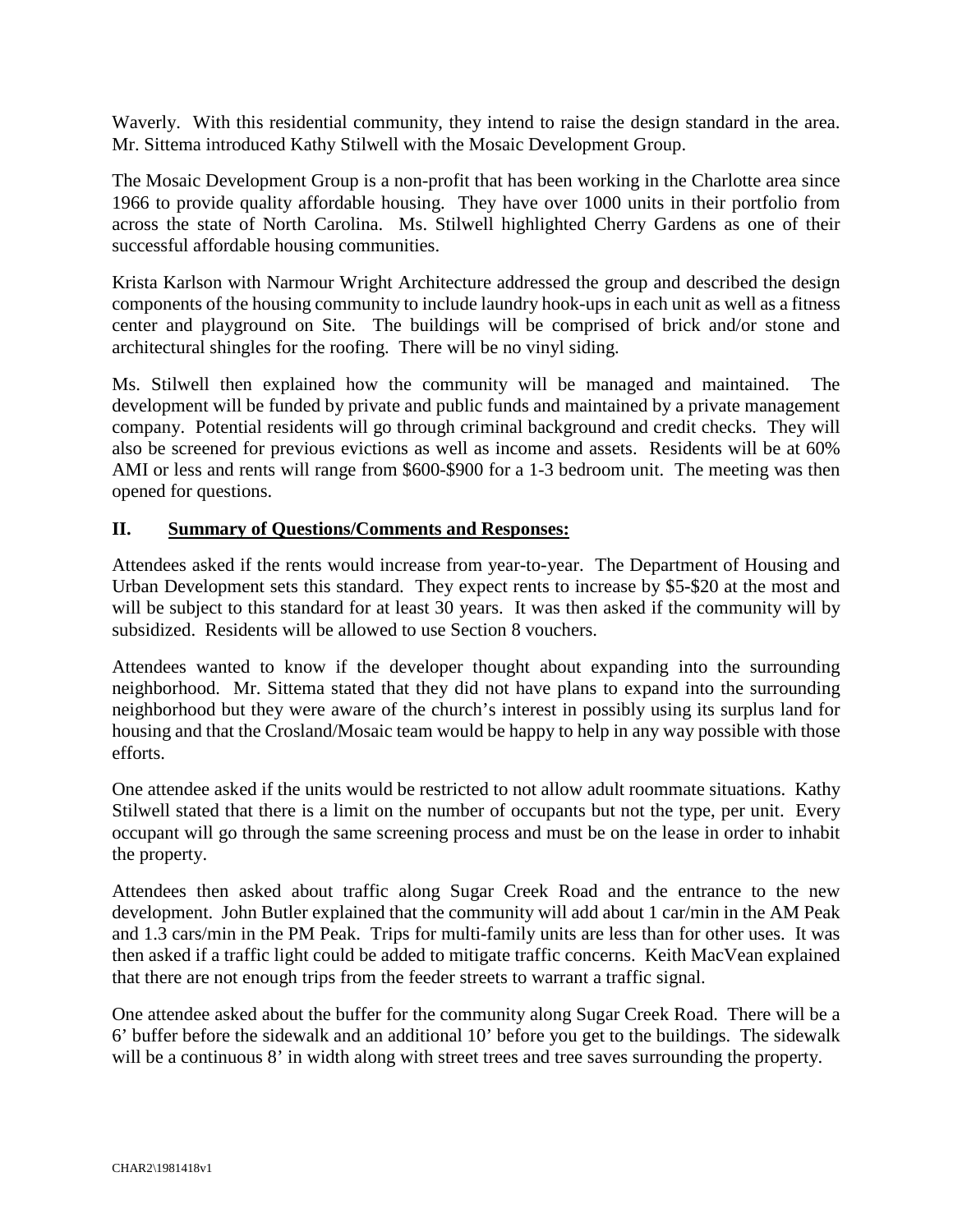Waverly. With this residential community, they intend to raise the design standard in the area. Mr. Sittema introduced Kathy Stilwell with the Mosaic Development Group.

The Mosaic Development Group is a non-profit that has been working in the Charlotte area since 1966 to provide quality affordable housing. They have over 1000 units in their portfolio from across the state of North Carolina. Ms. Stilwell highlighted Cherry Gardens as one of their successful affordable housing communities.

Krista Karlson with Narmour Wright Architecture addressed the group and described the design components of the housing community to include laundry hook-ups in each unit as well as a fitness center and playground on Site. The buildings will be comprised of brick and/or stone and architectural shingles for the roofing. There will be no vinyl siding.

Ms. Stilwell then explained how the community will be managed and maintained. The development will be funded by private and public funds and maintained by a private management company. Potential residents will go through criminal background and credit checks. They will also be screened for previous evictions as well as income and assets. Residents will be at 60% AMI or less and rents will range from $600-$900 for a 1-3 bedroom unit. The meeting was then opened for questions.

## II. <u>Summary of Questions/Comments and Responses:</u>

Attendees asked if the rents would increase from year-to-year. The Department of Housing and Urban Development sets this standard. They expect rents to increase by $5-$20 at the most and will be subject to this standard for at least 30 years. It was then asked if the community will by subsidized. Residents will be allowed to use Section 8 vouchers.

Attendees wanted to know if the developer thought about expanding into the surrounding neighborhood. Mr. Sittema stated that they did not have plans to expand into the surrounding neighborhood but they were aware of the church's interest in possibly using its surplus land for housing and that the Crosland/Mosaic team would be happy to help in any way possible with those efforts.

One attendee asked if the units would be restricted to not allow adult roommate situations. Kathy Stilwell stated that there is a limit on the number of occupants but not the type, per unit. Every occupant will go through the same screening process and must be on the lease in order to inhabit the property.

Attendees then asked about traffic along Sugar Creek Road and the entrance to the new development. John Butler explained that the community will add about 1 car/min in the AM Peak and 1.3 cars/min in the PM Peak. Trips for multi-family units are less than for other uses. It was then asked if a traffic light could be added to mitigate traffic concerns. Keith MacVean explained that there are not enough trips from the feeder streets to warrant a traffic signal.

One attendee asked about the buffer for the community along Sugar Creek Road. There will be a 6' buffer before the sidewalk and an additional 10' before you get to the buildings. The sidewalk will be a continuous 8' in width along with street trees and tree saves surrounding the property.

CHAR2\1981418v1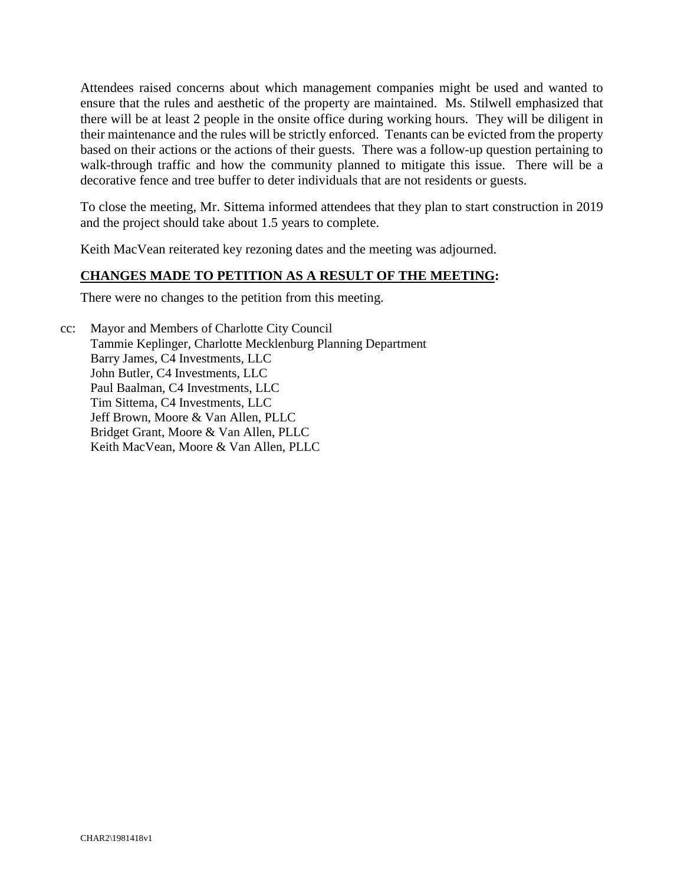Attendees raised concerns about which management companies might be used and wanted to ensure that the rules and aesthetic of the property are maintained. Ms. Stilwell emphasized that there will be at least 2 people in the onsite office during working hours. They will be diligent in their maintenance and the rules will be strictly enforced. Tenants can be evicted from the property based on their actions or the actions of their guests. There was a follow-up question pertaining to walk-through traffic and how the community planned to mitigate this issue. There will be a decorative fence and tree buffer to deter individuals that are not residents or guests.

To close the meeting, Mr. Sittema informed attendees that they plan to start construction in 2019 and the project should take about 1.5 years to complete.

Keith MacVean reiterated key rezoning dates and the meeting was adjourned.

**CHANGES MADE TO PETITION AS A RESULT OF THE MEETING:**

There were no changes to the petition from this meeting.

cc: Mayor and Members of Charlotte City Council
Tammie Keplinger, Charlotte Mecklenburg Planning Department
Barry James, C4 Investments, LLC
John Butler, C4 Investments, LLC
Paul Baalman, C4 Investments, LLC
Tim Sittema, C4 Investments, LLC
Jeff Brown, Moore & Van Allen, PLLC
Bridget Grant, Moore & Van Allen, PLLC
Keith MacVean, Moore & Van Allen, PLLC

CHAR2\1981418v1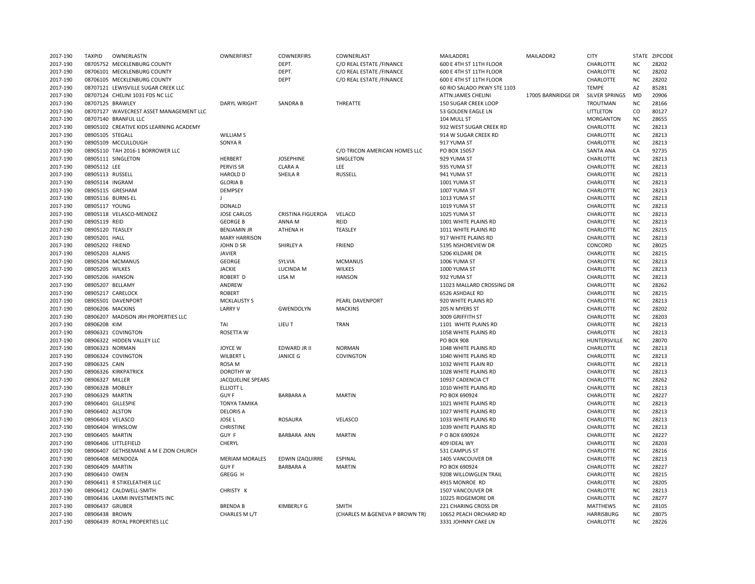| 2017-190 | TAXPID | OWNERLASTN | OWNERFIRST | COWNERFIRS | COWNERLAST | MAILADDR1 | MAILADDR2 | CITY | STATE | ZIPCODE |
|---|---|---|---|---|---|---|---|---|---|---|
| 2017-190 | 08705752 | MECKLENBURG COUNTY | | DEPT. | C/O REAL ESTATE /FINANCE | 600 E 4TH ST 11TH FLOOR | | CHARLOTTE | NC | 28202 |
| 2017-190 | 08706101 | MECKLENBURG COUNTY | | DEPT. | C/O REAL ESTATE /FINANCE | 600 E 4TH ST 11TH FLOOR | | CHARLOTTE | NC | 28202 |
| 2017-190 | 08706105 | MECKLENBURG COUNTY | | DEPT | C/O REAL ESTATE /FINANCE | 600 E 4TH ST 11TH FLOOR | | CHARLOTTE | NC | 28202 |
| 2017-190 | 08707121 | LEWISVILLE SUGAR CREEK LLC | | | | 60 RIO SALADO PKWY STE 1103 | | TEMPE | AZ | 85281 |
| 2017-190 | 08707124 | CHELINI 1031 FDS NC LLC | | | | ATTN:JAMES CHELINI | 17005 BARNRIDGE DR | SILVER SPRINGS | MD | 20906 |
| 2017-190 | 08707125 | BRAWLEY | DARYL WRIGHT | SANDRA B | THREATTE | 150 SUGAR CREEK LOOP | | TROUTMAN | NC | 28166 |
| 2017-190 | 08707127 | WAVECREST ASSET MANAGEMENT LLC | | | | 53 GOLDEN EAGLE LN | | LITTLETON | CO | 80127 |
| 2017-190 | 08707140 | BRANFUL LLC | | | | 104 MULL ST | | MORGANTON | NC | 28655 |
| 2017-190 | 08905102 | CREATIVE KIDS LEARNING ACADEMY | | | | 932 WEST SUGAR CREEK RD | | CHARLOTTE | NC | 28213 |
| 2017-190 | 08905105 | STEGALL | WILLIAM S | | | 914 W SUGAR CREEK RD | | CHARLOTTE | NC | 28213 |
| 2017-190 | 08905109 | MCCULLOUGH | SONYA R | | | 917 YUMA ST | | CHARLOTTE | NC | 28213 |
| 2017-190 | 08905110 | TAH 2016-1 BORROWER LLC | | | C/O TRICON AMERICAN HOMES LLC | PO BOX 15057 | | SANTA ANA | CA | 92735 |
| 2017-190 | 08905111 | SINGLETON | HERBERT | JOSEPHINE | SINGLETON | 929 YUMA ST | | CHARLOTTE | NC | 28213 |
| 2017-190 | 08905112 | LEE | PERVIS SR | CLARA A | LEE | 935 YUMA ST | | CHARLOTTE | NC | 28213 |
| 2017-190 | 08905113 | RUSSELL | HAROLD D | SHEILA R | RUSSELL | 941 YUMA ST | | CHARLOTTE | NC | 28213 |
| 2017-190 | 08905114 | INGRAM | GLORIA B | | | 1001 YUMA ST | | CHARLOTTE | NC | 28213 |
| 2017-190 | 08905115 | GRESHAM | DEMPSEY | | | 1007 YUMA ST | | CHARLOTTE | NC | 28213 |
| 2017-190 | 08905116 | BURNS-EL | J | | | 1013 YUMA ST | | CHARLOTTE | NC | 28213 |
| 2017-190 | 08905117 | YOUNG | DONALD | | | 1019 YUMA ST | | CHARLOTTE | NC | 28213 |
| 2017-190 | 08905118 | VELASCO-MENDEZ | JOSE CARLOS | CRISTINA FIGUEROA | VELACO | 1025 YUMA ST | | CHARLOTTE | NC | 28213 |
| 2017-190 | 08905119 | REID | GEORGE B | ANNA M | REID | 1001 WHITE PLAINS RD | | CHARLOTTE | NC | 28213 |
| 2017-190 | 08905120 | TEASLEY | BENJAMIN JR | ATHENA H | TEASLEY | 1011 WHITE PLAINS RD | | CHARLOTTE | NC | 28215 |
| 2017-190 | 08905201 | HALL | MARY HARRISON | | | 917 WHITE PLAINS RD | | CHARLOTTE | NC | 28213 |
| 2017-190 | 08905202 | FRIEND | JOHN D SR | SHIRLEY A | FRIEND | 5195 NSHOREVIEW DR | | CONCORD | NC | 28025 |
| 2017-190 | 08905203 | ALANIS | JAVIER | | | 5206 KILDARE DR | | CHARLOTTE | NC | 28215 |
| 2017-190 | 08905204 | MCMANUS | GEORGE | SYLVIA | MCMANUS | 1006 YUMA ST | | CHARLOTTE | NC | 28213 |
| 2017-190 | 08905205 | WILKES | JACKIE | LUCINDA M | WILKES | 1000 YUMA ST | | CHARLOTTE | NC | 28213 |
| 2017-190 | 08905206 | HANSON | ROBERT D | LISA M | HANSON | 932 YUMA ST | | CHARLOTTE | NC | 28213 |
| 2017-190 | 08905207 | BELLAMY | ANDREW | | | 11023 MALLARD CROSSING DR | | CHARLOTTE | NC | 28262 |
| 2017-190 | 08905217 | CARELOCK | ROBERT | | | 6526 ASHDALE RD | | CHARLOTTE | NC | 28215 |
| 2017-190 | 08905501 | DAVENPORT | MCKLAUSTY S | | PEARL DAVENPORT | 920 WHITE PLAINS RD | | CHARLOTTE | NC | 28213 |
| 2017-190 | 08906206 | MACKINS | LARRY V | GWENDOLYN | MACKINS | 205 N MYERS ST | | CHARLOTTE | NC | 28202 |
| 2017-190 | 08906207 | MADISON JRH PROPERTIES LLC | | | | 3009 GRIFFITH ST | | CHARLOTTE | NC | 28203 |
| 2017-190 | 08906208 | KIM | TAI | LIEU T | TRAN | 1101 WHITE PLAINS RD | | CHARLOTTE | NC | 28213 |
| 2017-190 | 08906321 | COVINGTON | ROSETTA W | | | 1058 WHITE PLAINS RD | | CHARLOTTE | NC | 28213 |
| 2017-190 | 08906322 | HIDDEN VALLEY LLC | | | | PO BOX 908 | | HUNTERSVILLE | NC | 28070 |
| 2017-190 | 08906323 | NORMAN | JOYCE W | EDWARD JR II | NORMAN | 1048 WHITE PLAINS RD | | CHARLOTTE | NC | 28213 |
| 2017-190 | 08906324 | COVINGTON | WILBERT L | JANICE G | COVINGTON | 1040 WHITE PLAINS RD | | CHARLOTTE | NC | 28213 |
| 2017-190 | 08906325 | CAIN | ROSA M | | | 1032 WHITE PLAIN RD | | CHARLOTTE | NC | 28213 |
| 2017-190 | 08906326 | KIRKPATRICK | DOROTHY W | | | 1028 WHITE PLAINS RD | | CHARLOTTE | NC | 28213 |
| 2017-190 | 08906327 | MILLER | JACQUELINE SPEARS | | | 10937 CADENCIA CT | | CHARLOTTE | NC | 28262 |
| 2017-190 | 08906328 | MOBLEY | ELLIOTT L | | | 1010 WHITE PLAINS RD | | CHARLOTTE | NC | 28213 |
| 2017-190 | 08906329 | MARTIN | GUY F | BARBARA A | MARTIN | PO BOX 690924 | | CHARLOTTE | NC | 28227 |
| 2017-190 | 08906401 | GILLESPIE | TONYA TAMIKA | | | 1021 WHITE PLAINS RD | | CHARLOTTE | NC | 28213 |
| 2017-190 | 08906402 | ALSTON | DELORIS A | | | 1027 WHITE PLAINS RD | | CHARLOTTE | NC | 28213 |
| 2017-190 | 08906403 | VELASCO | JOSE L | ROSAURA | VELASCO | 1033 WHITE PLAINS RD | | CHARLOTTE | NC | 28213 |
| 2017-190 | 08906404 | WINSLOW | CHRISTINE | | | 1039 WHITE PLAINS RD | | CHARLOTTE | NC | 28213 |
| 2017-190 | 08906405 | MARTIN | GUY F | BARBARA ANN | MARTIN | P O BOX 690924 | | CHARLOTTE | NC | 28227 |
| 2017-190 | 08906406 | LITTLEFIELD | CHERYL | | | 409 IDEAL WY | | CHARLOTTE | NC | 28203 |
| 2017-190 | 08906407 | GETHSEMANE A M E ZION CHURCH | | | | 531 CAMPUS ST | | CHARLOTTE | NC | 28216 |
| 2017-190 | 08906408 | MENDOZA | MERIAM MORALES | EDWIN IZAQUIRRE | ESPINAL | 1405 VANCOUVER DR | | CHARLOTTE | NC | 28213 |
| 2017-190 | 08906409 | MARTIN | GUY F | BARBARA A | MARTIN | PO BOX 690924 | | CHARLOTTE | NC | 28227 |
| 2017-190 | 08906410 | OWEN | GREGG H | | | 9208 WILLOWGLEN TRAIL | | CHARLOTTE | NC | 28215 |
| 2017-190 | 08906411 | R STIKELEATHER LLC | | | | 4915 MONROE RD | | CHARLOTTE | NC | 28205 |
| 2017-190 | 08906412 | CALDWELL-SMITH | CHRISTY K | | | 1507 VANCOUVER DR | | CHARLOTTE | NC | 28213 |
| 2017-190 | 08906436 | LAXMI INVESTMENTS INC | | | | 10225 RIDGEMORE DR | | CHARLOTTE | NC | 28277 |
| 2017-190 | 08906437 | GRUBER | BRENDA B | KIMBERLY G | SMITH | 221 CHARING CROSS DR | | MATTHEWS | NC | 28105 |
| 2017-190 | 08906438 | BROWN | CHARLES M L/T | | (CHARLES M &GENEVA P BROWN TR) | 10652 PEACH ORCHARD RD | | HARRISBURG | NC | 28075 |
| 2017-190 | 08906439 | ROYAL PROPERTIES LLC | | | | 3331 JOHNNY CAKE LN | | CHARLOTTE | NC | 28226 |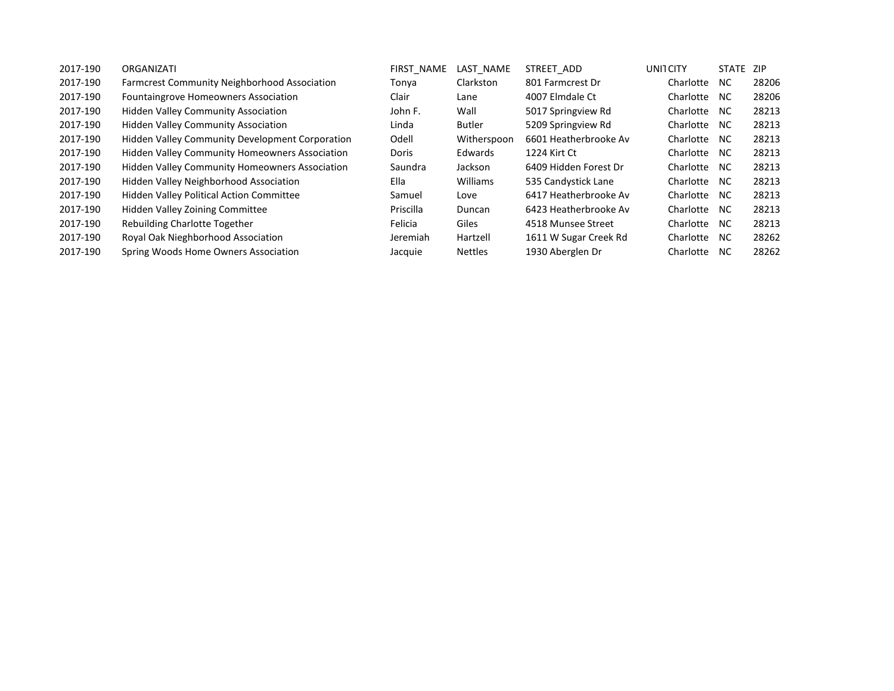| 2017-190 | ORGANIZATI | FIRST_NAME | LAST_NAME | STREET_ADD | UNIT | CITY | STATE | ZIP |
|---|---|---|---|---|---|---|---|---|
| 2017-190 | Farmcrest Community Neighborhood Association | Tonya | Clarkston | 801 Farmcrest Dr | | Charlotte | NC | 28206 |
| 2017-190 | Fountaingrove Homeowners Association | Clair | Lane | 4007 Elmdale Ct | | Charlotte | NC | 28206 |
| 2017-190 | Hidden Valley Community Association | John F. | Wall | 5017 Springview Rd | | Charlotte | NC | 28213 |
| 2017-190 | Hidden Valley Community Association | Linda | Butler | 5209 Springview Rd | | Charlotte | NC | 28213 |
| 2017-190 | Hidden Valley Community Development Corporation | Odell | Witherspoon | 6601 Heatherbrooke Av | | Charlotte | NC | 28213 |
| 2017-190 | Hidden Valley Community Homeowners Association | Doris | Edwards | 1224 Kirt Ct | | Charlotte | NC | 28213 |
| 2017-190 | Hidden Valley Community Homeowners Association | Saundra | Jackson | 6409 Hidden Forest Dr | | Charlotte | NC | 28213 |
| 2017-190 | Hidden Valley Neighborhood Association | Ella | Williams | 535 Candystick Lane | | Charlotte | NC | 28213 |
| 2017-190 | Hidden Valley Political Action Committee | Samuel | Love | 6417 Heatherbrooke Av | | Charlotte | NC | 28213 |
| 2017-190 | Hidden Valley Zoining Committee | Priscilla | Duncan | 6423 Heatherbrooke Av | | Charlotte | NC | 28213 |
| 2017-190 | Rebuilding Charlotte Together | Felicia | Giles | 4518 Munsee Street | | Charlotte | NC | 28213 |
| 2017-190 | Royal Oak Nieghborhood Association | Jeremiah | Hartzell | 1611 W Sugar Creek Rd | | Charlotte | NC | 28262 |
| 2017-190 | Spring Woods Home Owners Association | Jacquie | Nettles | 1930 Aberglen Dr | | Charlotte | NC | 28262 |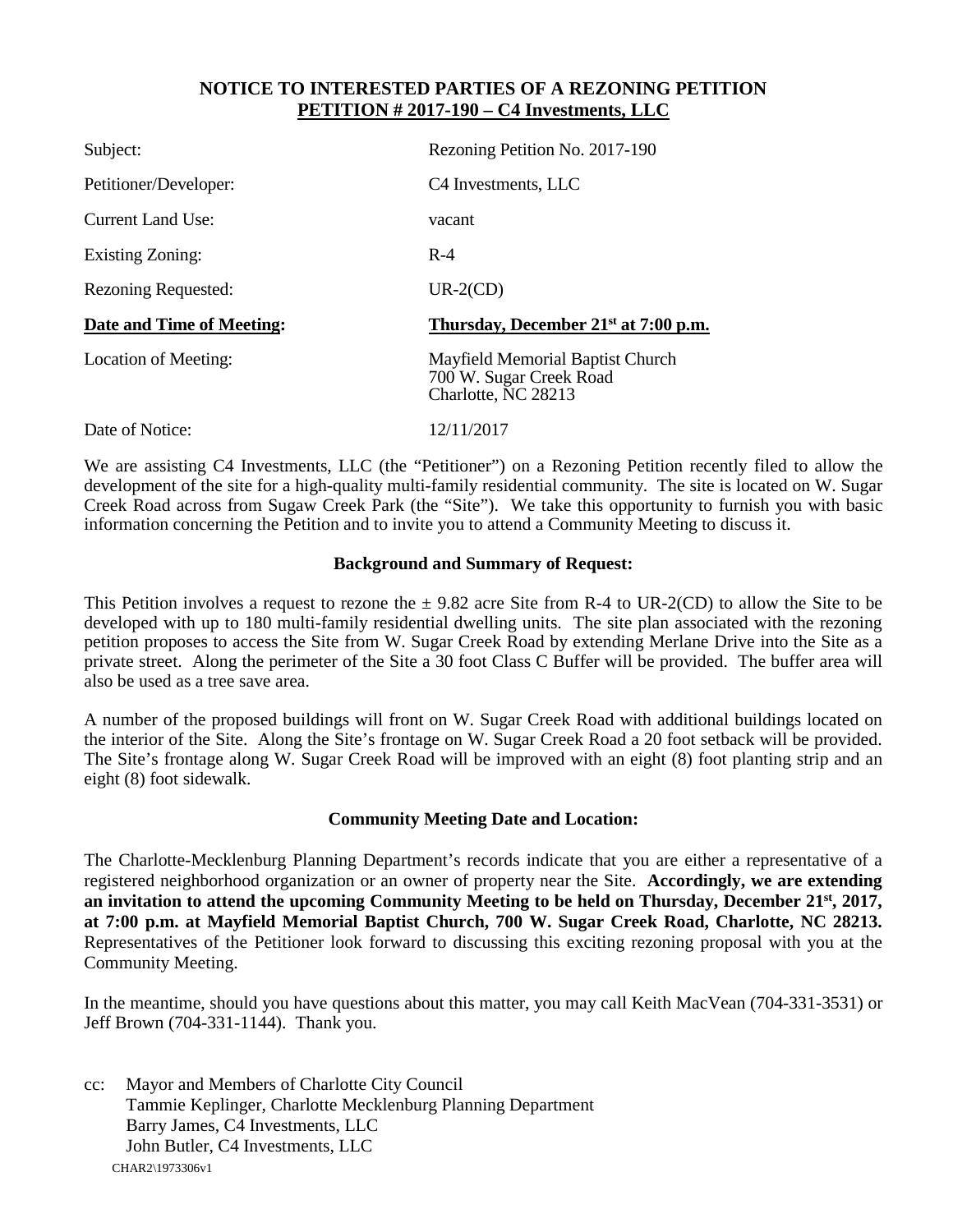**NOTICE TO INTERESTED PARTIES OF A REZONING PETITION**
**PETITION # 2017-190 – C4 Investments, LLC**

| | |
|---|---|
| Subject: | Rezoning Petition No. 2017-190 |
| Petitioner/Developer: | C4 Investments, LLC |
| Current Land Use: | vacant |
| Existing Zoning: | R-4 |
| Rezoning Requested: | UR-2(CD) |
| **Date and Time of Meeting:** | **Thursday, December 21st at 7:00 p.m.** |
| Location of Meeting: | Mayfield Memorial Baptist Church<br>700 W. Sugar Creek Road<br>Charlotte, NC 28213 |
| Date of Notice: | 12/11/2017 |

We are assisting C4 Investments, LLC (the "Petitioner") on a Rezoning Petition recently filed to allow the development of the site for a high-quality multi-family residential community. The site is located on W. Sugar Creek Road across from Sugaw Creek Park (the "Site"). We take this opportunity to furnish you with basic information concerning the Petition and to invite you to attend a Community Meeting to discuss it.

**Background and Summary of Request:**

This Petition involves a request to rezone the ± 9.82 acre Site from R-4 to UR-2(CD) to allow the Site to be developed with up to 180 multi-family residential dwelling units. The site plan associated with the rezoning petition proposes to access the Site from W. Sugar Creek Road by extending Merlane Drive into the Site as a private street. Along the perimeter of the Site a 30 foot Class C Buffer will be provided. The buffer area will also be used as a tree save area.

A number of the proposed buildings will front on W. Sugar Creek Road with additional buildings located on the interior of the Site. Along the Site's frontage on W. Sugar Creek Road a 20 foot setback will be provided. The Site's frontage along W. Sugar Creek Road will be improved with an eight (8) foot planting strip and an eight (8) foot sidewalk.

**Community Meeting Date and Location:**

The Charlotte-Mecklenburg Planning Department's records indicate that you are either a representative of a registered neighborhood organization or an owner of property near the Site. **Accordingly, we are extending an invitation to attend the upcoming Community Meeting to be held on Thursday, December 21st, 2017, at 7:00 p.m. at Mayfield Memorial Baptist Church, 700 W. Sugar Creek Road, Charlotte, NC 28213.** Representatives of the Petitioner look forward to discussing this exciting rezoning proposal with you at the Community Meeting.

In the meantime, should you have questions about this matter, you may call Keith MacVean (704-331-3531) or Jeff Brown (704-331-1144). Thank you.

cc: Mayor and Members of Charlotte City Council
Tammie Keplinger, Charlotte Mecklenburg Planning Department
Barry James, C4 Investments, LLC
John Butler, C4 Investments, LLC

CHAR2\1973306v1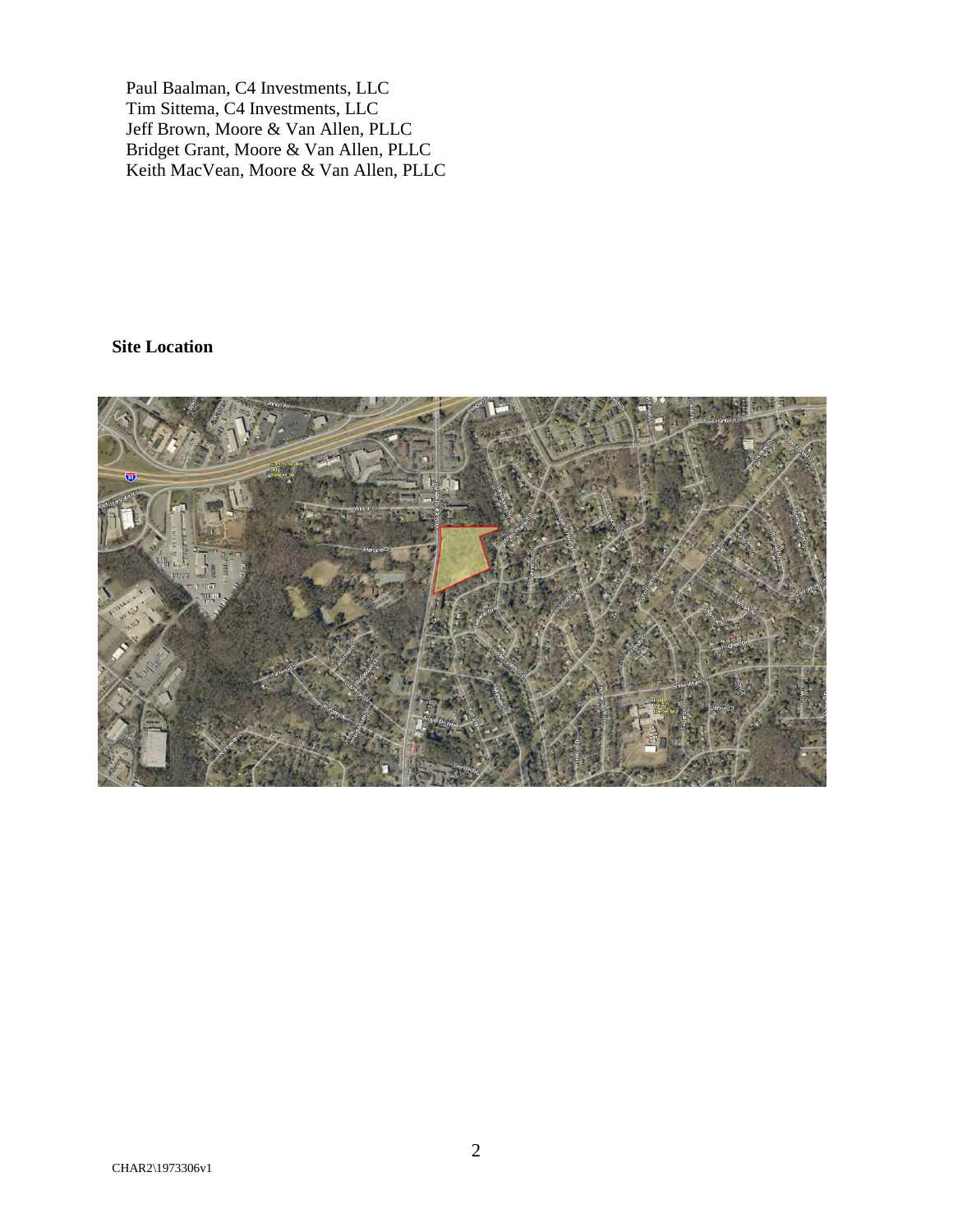Paul Baalman, C4 Investments, LLC
Tim Sittema, C4 Investments, LLC
Jeff Brown, Moore & Van Allen, PLLC
Bridget Grant, Moore & Van Allen, PLLC
Keith MacVean, Moore & Van Allen, PLLC

**Site Location**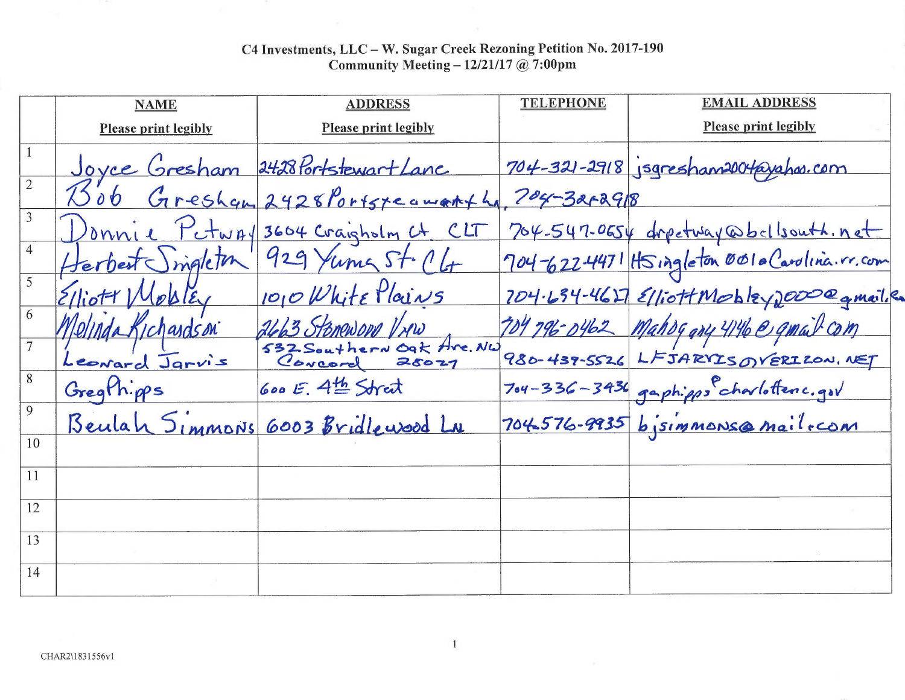C4 Investments, LLC – W. Sugar Creek Rezoning Petition No. 2017-190
Community Meeting – 12/21/17 @ 7:00pm

| | **NAME** Please print legibly | **ADDRESS** Please print legibly | **TELEPHONE** | **EMAIL ADDRESS** Please print legibly |
|---|---|---|---|---|
| 1 | Joyce Gresham | 2428 Portstewart Lane | 704-321-2918 | jsgresham2004@yahoo.com |
| 2 | Bob Gresham | 2428 Portsteawart Ln. | 704-321-2918 | |
| 3 | Donnie Petway | 3604 Craigholm Ct. CLT | 704-547-0654 | drpetway@bellsouth.net |
| 4 | Herbert Singleton | 929 Yuma St Clt | 704-622-4471 | HSingleton001@Carolina.rr.com |
| 5 | Elliott Mobley | 1010 White Plains | 704-634-4627 | ElliottMobley2000@gmail.com |
| 6 | Melinda Richardson | 2663 Stonewood View | 704 796-0462 | mahogany4146@gmail.com |
| 7 | Leonard Jarvis | 532 Southern Oak Ave. NW Concord 28027 | 980-439-5526 | LFJARVIS@VERIZON.NET |
| 8 | Greg Phipps | 600 E. 4th Street | 704-336-3436 | gaphipps@charlottenc.gov |
| 9 | Beulah Simmons | 6003 Bridlewood Ln | 704-576-9935 | bjsimmons@mail.com |
| 10 | | | | |
| 11 | | | | |
| 12 | | | | |
| 13 | | | | |
| 14 | | | | |

CHAR2\1831556v1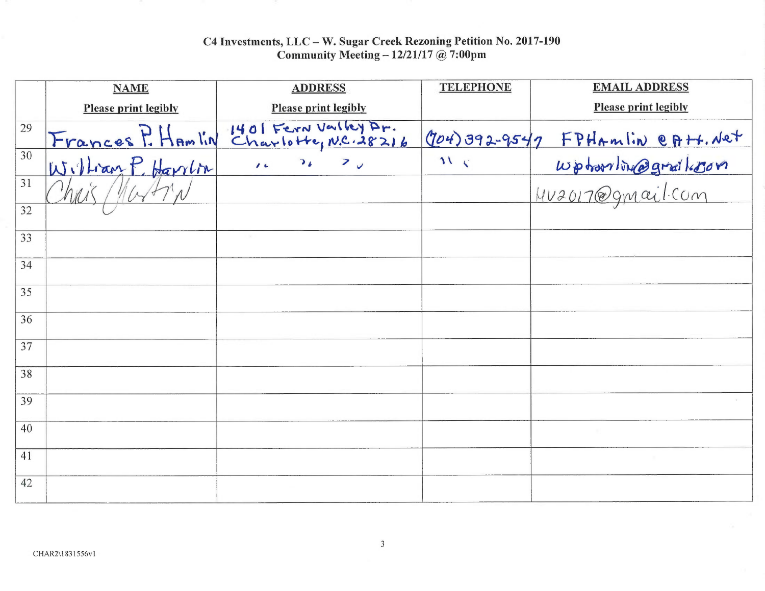**C4 Investments, LLC – W. Sugar Creek Rezoning Petition No. 2017-190**
**Community Meeting – 12/21/17 @ 7:00pm**

| | NAME<br>Please print legibly | ADDRESS<br>Please print legibly | TELEPHONE | EMAIL ADDRESS<br>Please print legibly |
|---|---|---|---|---|
| 29 | Frances P. Hamlin | 1401 Fern Valley Dr. Charlotte, N.C. 28216 | (704) 392-9547 | FPHamlin @ Att.Net |
| 30 | William P. Hamlin | " " " | " " | wphamlin@gmail.com |
| 31 | Chris Martin | | | HV2017@gmail.com |
| 32 | | | | |
| 33 | | | | |
| 34 | | | | |
| 35 | | | | |
| 36 | | | | |
| 37 | | | | |
| 38 | | | | |
| 39 | | | | |
| 40 | | | | |
| 41 | | | | |
| 42 | | | | |

CHAR2\1831556v1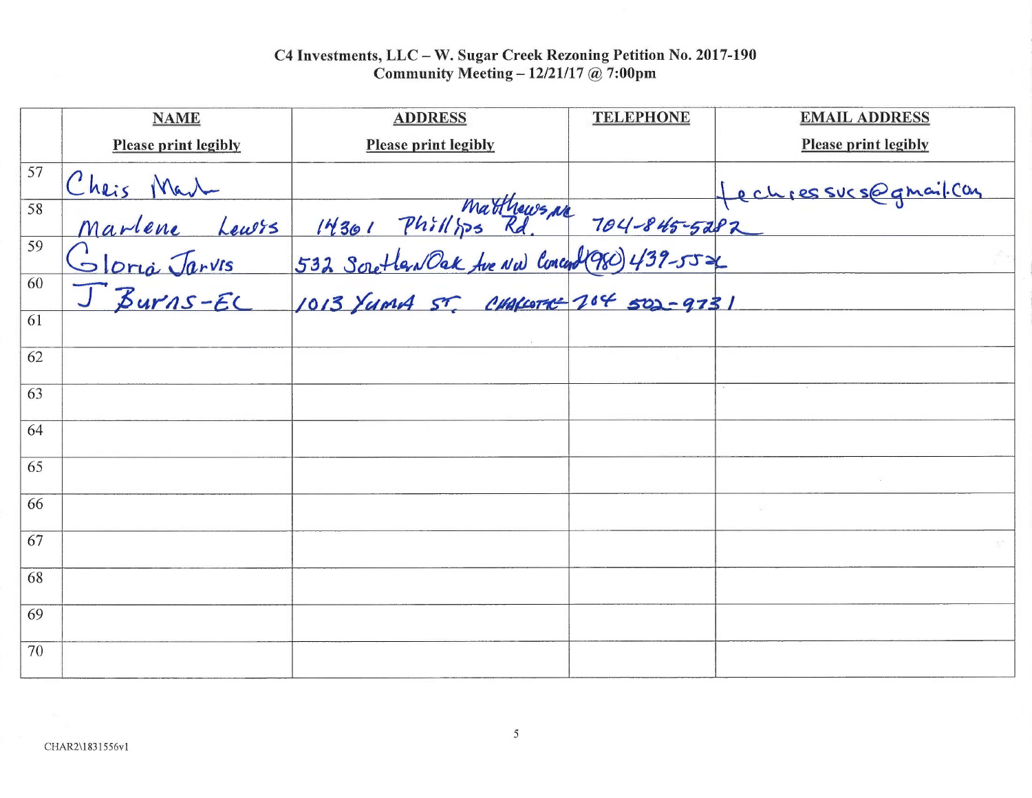**C4 Investments, LLC – W. Sugar Creek Rezoning Petition No. 2017-190**
**Community Meeting – 12/21/17 @ 7:00pm**

| | NAME<br>Please print legibly | ADDRESS<br>Please print legibly | TELEPHONE | EMAIL ADDRESS<br>Please print legibly |
|---|---|---|---|---|
| 57 | Chris Mark | | | techressucs@gmail.com |
| 58 | Marlene Lewis | 14301 Phillips Rd. Matthews, NC | 704-845-5282 | |
| 59 | Gloria Jarvis | 532 Southern Oak Ave NW Concord | (980) 439-5532 | |
| 60 | J Burns-EL | 1013 Yuma St. Charlotte | 704 502-9731 | |
| 61 | | | | |
| 62 | | | | |
| 63 | | | | |
| 64 | | | | |
| 65 | | | | |
| 66 | | | | |
| 67 | | | | |
| 68 | | | | |
| 69 | | | | |
| 70 | | | | |

CHAR2\1831556v1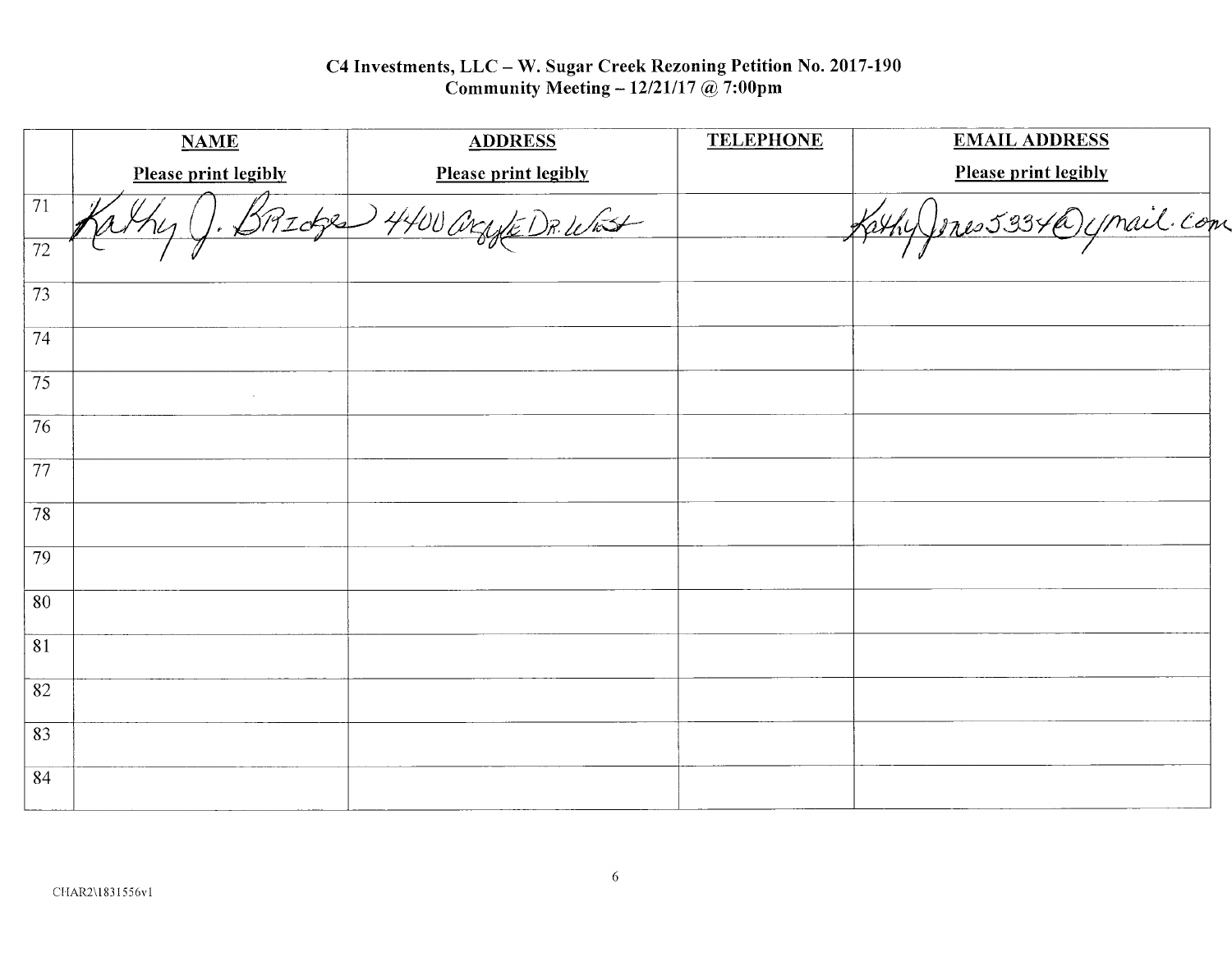**C4 Investments, LLC – W. Sugar Creek Rezoning Petition No. 2017-190**
**Community Meeting – 12/21/17 @ 7:00pm**

| | NAME<br>Please print legibly | ADDRESS<br>Please print legibly | TELEPHONE | EMAIL ADDRESS<br>Please print legibly |
|---|---|---|---|---|
| 71 | Kathy J. Bridges | 4400 Argyle Dr. West | | KathyJones5334@ymail.com |
| 72 | | | | |
| 73 | | | | |
| 74 | | | | |
| 75 | | | | |
| 76 | | | | |
| 77 | | | | |
| 78 | | | | |
| 79 | | | | |
| 80 | | | | |
| 81 | | | | |
| 82 | | | | |
| 83 | | | | |
| 84 | | | | |

CHAR2\1831556v1